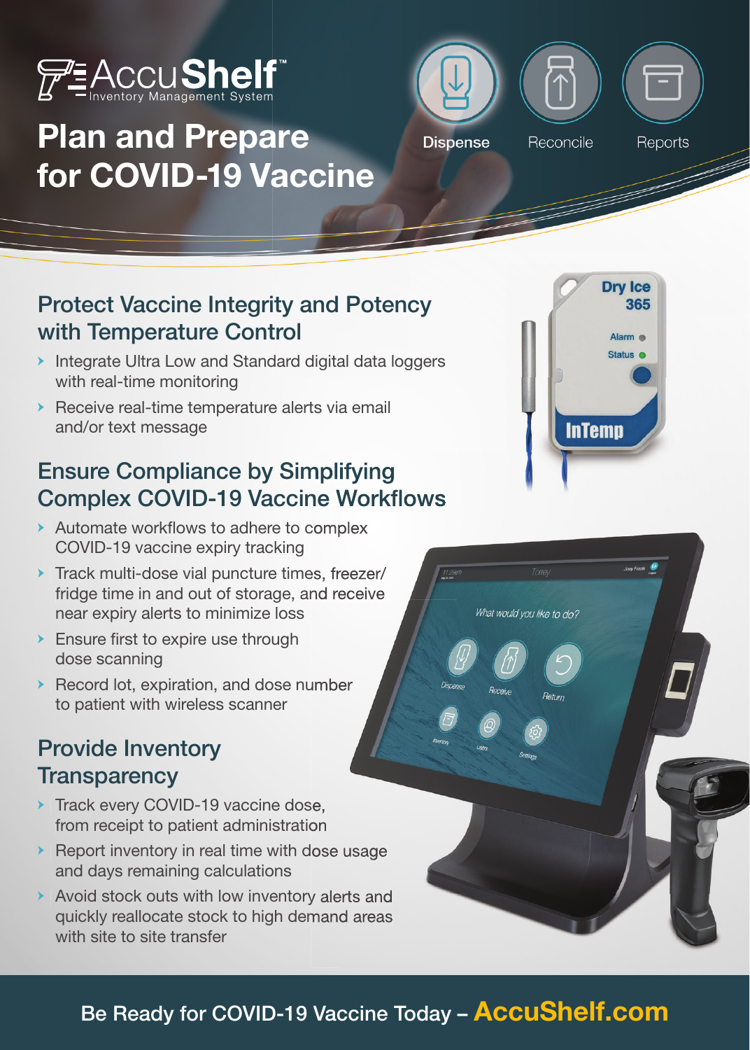AccuShelf™ Inventory Management System

# Plan and Prepare for COVID-19 Vaccine

Dispense Reconcile Reports

## Protect Vaccine Integrity and Potency with Temperature Control

- Integrate Ultra Low and Standard digital data loggers with real-time monitoring
- Receive real-time temperature alerts via email and/or text message

## Ensure Compliance by Simplifying Complex COVID-19 Vaccine Workflows

- Automate workflows to adhere to complex COVID-19 vaccine expiry tracking
- Track multi-dose vial puncture times, freezer/fridge time in and out of storage, and receive near expiry alerts to minimize loss
- Ensure first to expire use through dose scanning
- Record lot, expiration, and dose number to patient with wireless scanner

## Provide Inventory Transparency

- Track every COVID-19 vaccine dose, from receipt to patient administration
- Report inventory in real time with dose usage and days remaining calculations
- Avoid stock outs with low inventory alerts and quickly reallocate stock to high demand areas with site to site transfer

**Be Ready for COVID-19 Vaccine Today – AccuShelf.com**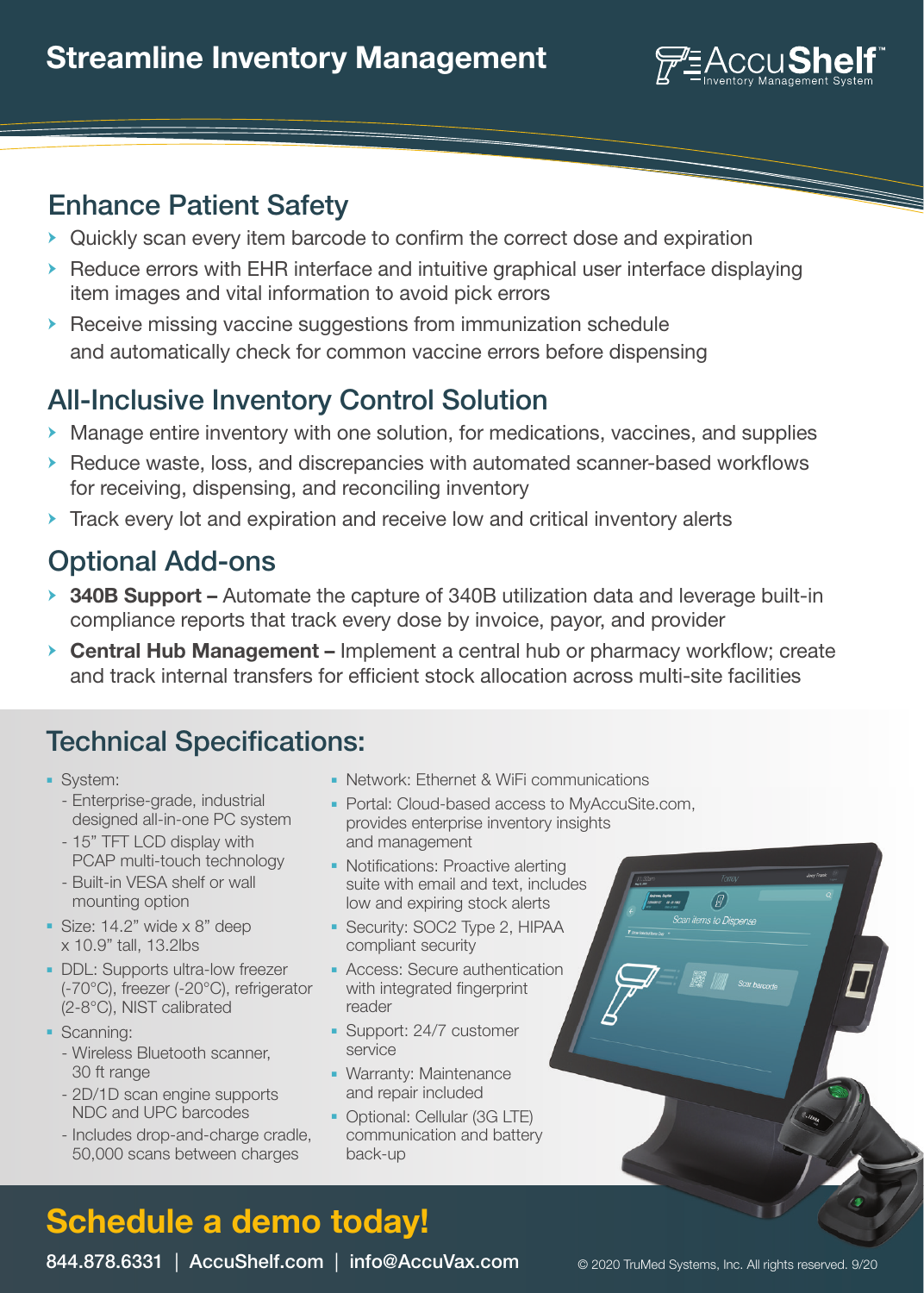# Streamline Inventory Management

AccuShelf™
Inventory Management System

## Enhance Patient Safety

- Quickly scan every item barcode to confirm the correct dose and expiration
- Reduce errors with EHR interface and intuitive graphical user interface displaying item images and vital information to avoid pick errors
- Receive missing vaccine suggestions from immunization schedule and automatically check for common vaccine errors before dispensing

## All-Inclusive Inventory Control Solution

- Manage entire inventory with one solution, for medications, vaccines, and supplies
- Reduce waste, loss, and discrepancies with automated scanner-based workflows for receiving, dispensing, and reconciling inventory
- Track every lot and expiration and receive low and critical inventory alerts

## Optional Add-ons

- **340B Support –** Automate the capture of 340B utilization data and leverage built-in compliance reports that track every dose by invoice, payor, and provider
- **Central Hub Management –** Implement a central hub or pharmacy workflow; create and track internal transfers for efficient stock allocation across multi-site facilities

## Technical Specifications:

- System:
  - Enterprise-grade, industrial designed all-in-one PC system
  - 15" TFT LCD display with PCAP multi-touch technology
  - Built-in VESA shelf or wall mounting option
- Size: 14.2" wide x 8" deep x 10.9" tall, 13.2lbs
- DDL: Supports ultra-low freezer (-70°C), freezer (-20°C), refrigerator (2-8°C), NIST calibrated
- Scanning:
  - Wireless Bluetooth scanner, 30 ft range
  - 2D/1D scan engine supports NDC and UPC barcodes
  - Includes drop-and-charge cradle, 50,000 scans between charges
- Network: Ethernet & WiFi communications
- Portal: Cloud-based access to MyAccuSite.com, provides enterprise inventory insights and management
- Notifications: Proactive alerting suite with email and text, includes low and expiring stock alerts
- Security: SOC2 Type 2, HIPAA compliant security
- Access: Secure authentication with integrated fingerprint reader
- Support: 24/7 customer service
- Warranty: Maintenance and repair included
- Optional: Cellular (3G LTE) communication and battery back-up

## Schedule a demo today!

844.878.6331 | AccuShelf.com | info@AccuVax.com

© 2020 TruMed Systems, Inc. All rights reserved. 9/20